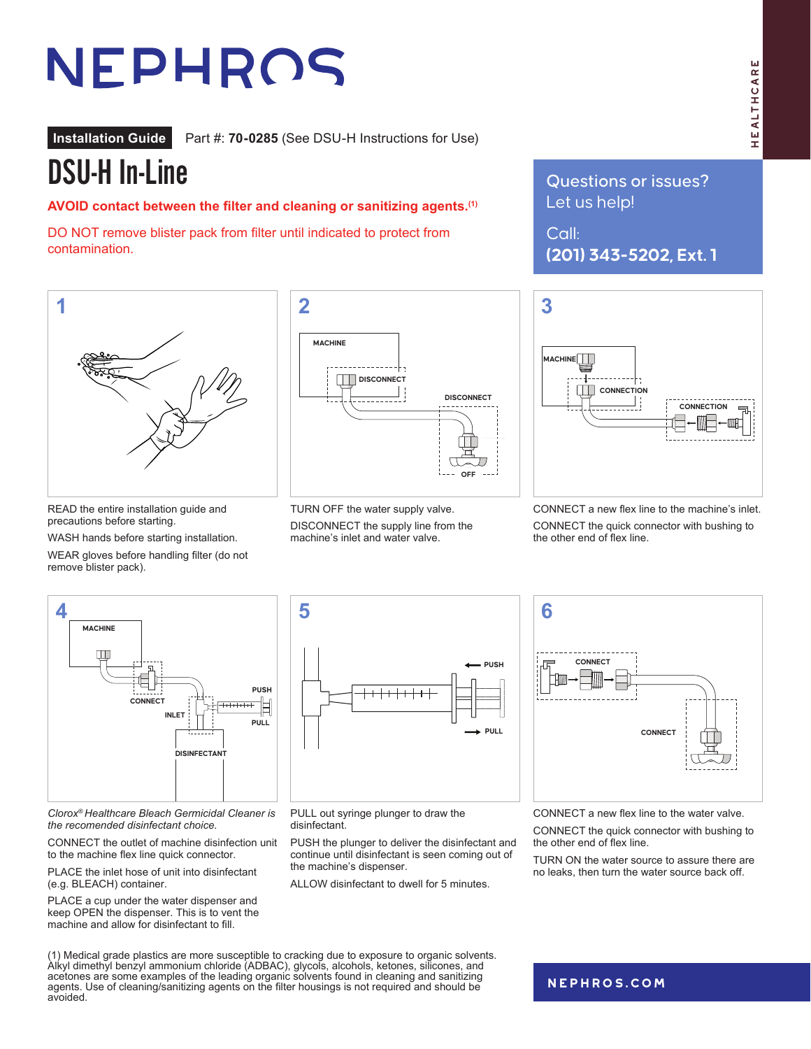# NEPHROS

HEALTHCARE

**Installation Guide** Part #: **70-0285** (See DSU-H Instructions for Use)

# DSU-H In-Line

**AVOID contact between the filter and cleaning or sanitizing agents.[1]**

DO NOT remove blister pack from filter until indicated to protect from contamination.

Questions or issues?
Let us help!

Call:
**(201) 343-5202, Ext. 1**

## 1

READ the entire installation guide and precautions before starting.

WASH hands before starting installation.

WEAR gloves before handling filter (do not remove blister pack).

## 2

TURN OFF the water supply valve.

DISCONNECT the supply line from the machine's inlet and water valve.

## 3

CONNECT a new flex line to the machine's inlet.

CONNECT the quick connector with bushing to the other end of flex line.

## 4

*Clorox® Healthcare Bleach Germicidal Cleaner is the recomended disinfectant choice.*

CONNECT the outlet of machine disinfection unit to the machine flex line quick connector.

PLACE the inlet hose of unit into disinfectant (e.g. BLEACH) container.

PLACE a cup under the water dispenser and keep OPEN the dispenser. This is to vent the machine and allow for disinfectant to fill.

## 5

PULL out syringe plunger to draw the disinfectant.

PUSH the plunger to deliver the disinfectant and continue until disinfectant is seen coming out of the machine's dispenser.

ALLOW disinfectant to dwell for 5 minutes.

## 6

CONNECT a new flex line to the water valve.

CONNECT the quick connector with bushing to the other end of flex line.

TURN ON the water source to assure there are no leaks, then turn the water source back off.

(1) Medical grade plastics are more susceptible to cracking due to exposure to organic solvents. Alkyl dimethyl benzyl ammonium chloride (ADBAC), glycols, alcohols, ketones, silicones, and acetones are some examples of the leading organic solvents found in cleaning and sanitizing agents. Use of cleaning/sanitizing agents on the filter housings is not required and should be avoided.

NEPHROS.COM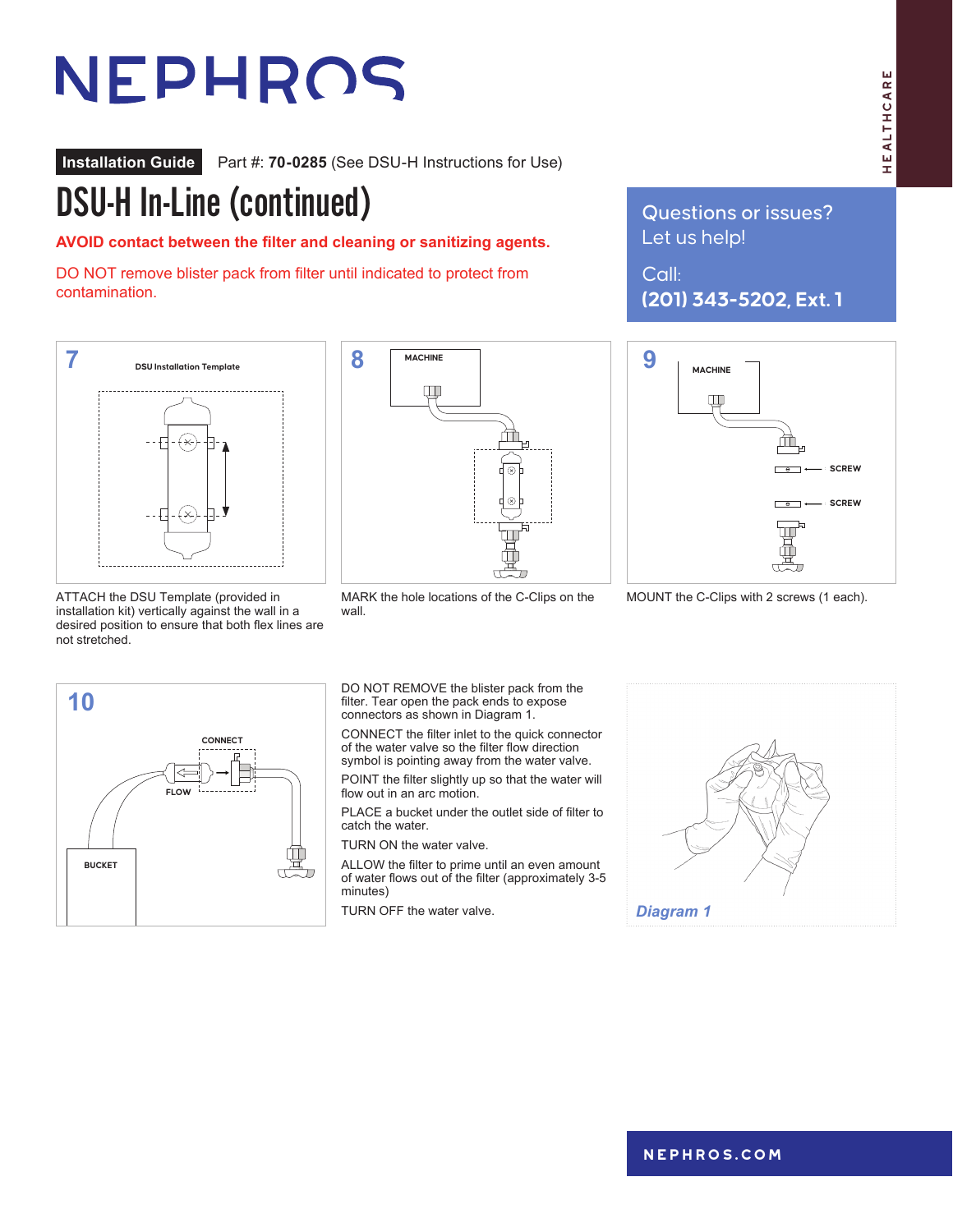# NEPHROS

**Installation Guide** Part #: **70-0285** (See DSU-H Instructions for Use)

# DSU-H In-Line (continued)

**AVOID contact between the filter and cleaning or sanitizing agents.**

DO NOT remove blister pack from filter until indicated to protect from contamination.

Questions or issues?
Let us help!

Call:
**(201) 343-5202, Ext. 1**

**7**

ATTACH the DSU Template (provided in installation kit) vertically against the wall in a desired position to ensure that both flex lines are not stretched.

**8**

MARK the hole locations of the C-Clips on the wall.

**9**

MOUNT the C-Clips with 2 screws (1 each).

**10**

DO NOT REMOVE the blister pack from the filter. Tear open the pack ends to expose connectors as shown in Diagram 1.

CONNECT the filter inlet to the quick connector of the water valve so the filter flow direction symbol is pointing away from the water valve.

POINT the filter slightly up so that the water will flow out in an arc motion.

PLACE a bucket under the outlet side of filter to catch the water.

TURN ON the water valve.

ALLOW the filter to prime until an even amount of water flows out of the filter (approximately 3-5 minutes)

TURN OFF the water valve.

*Diagram 1*

**NEPHROS.COM**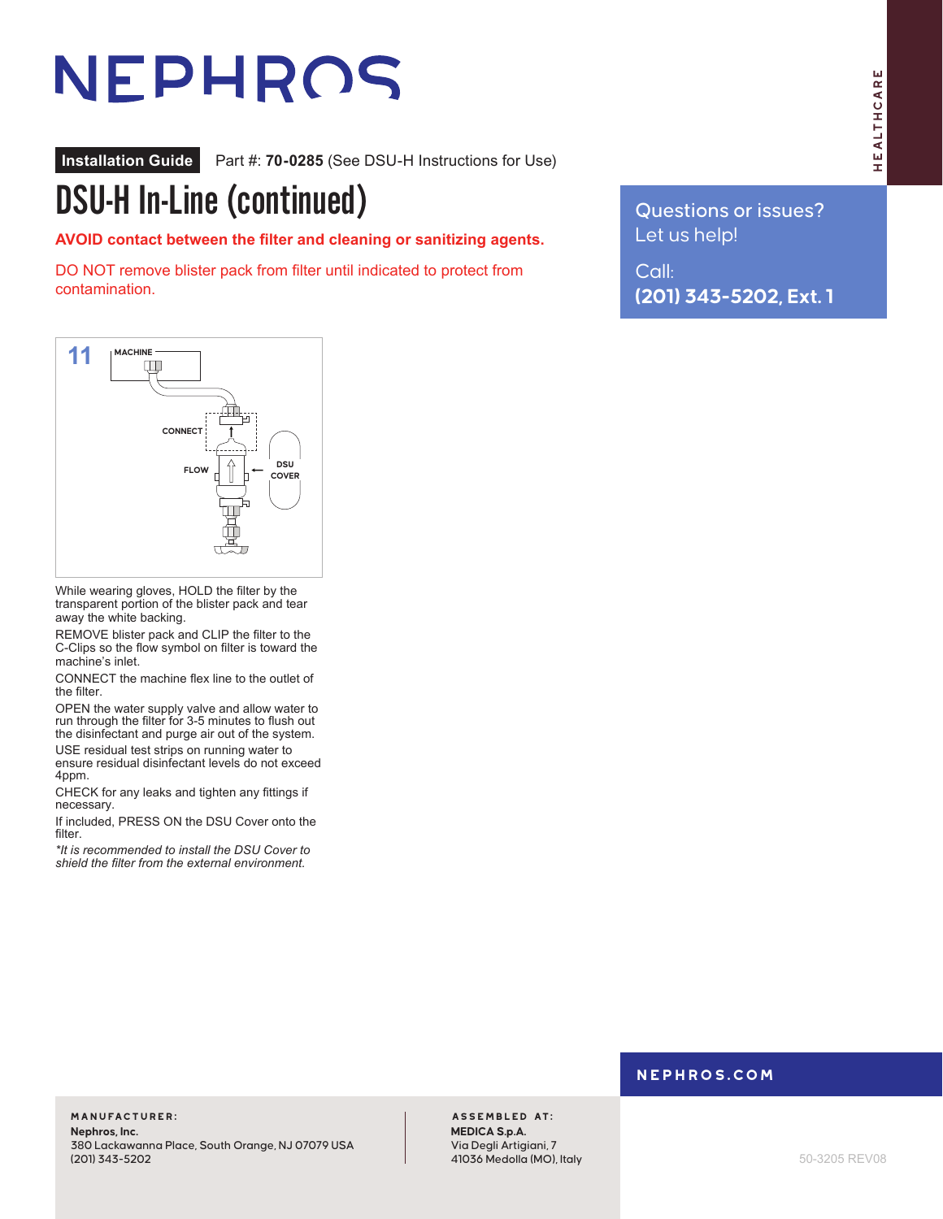# NEPHROS

HEALTHCARE

**Installation Guide** Part #: **70-0285** (See DSU-H Instructions for Use)

# DSU-H In-Line (continued)

**AVOID contact between the filter and cleaning or sanitizing agents.**

DO NOT remove blister pack from filter until indicated to protect from contamination.

Questions or issues?
Let us help!

Call:
**(201) 343-5202, Ext. 1**

11

MACHINE

CONNECT

FLOW

DSU COVER

While wearing gloves, HOLD the filter by the transparent portion of the blister pack and tear away the white backing.

REMOVE blister pack and CLIP the filter to the C-Clips so the flow symbol on filter is toward the machine's inlet.

CONNECT the machine flex line to the outlet of the filter.

OPEN the water supply valve and allow water to run through the filter for 3-5 minutes to flush out the disinfectant and purge air out of the system.

USE residual test strips on running water to ensure residual disinfectant levels do not exceed 4ppm.

CHECK for any leaks and tighten any fittings if necessary.

If included, PRESS ON the DSU Cover onto the filter.

*\*It is recommended to install the DSU Cover to shield the filter from the external environment.*

**NEPHROS.COM**

**MANUFACTURER:**
**Nephros, Inc.**
380 Lackawanna Place, South Orange, NJ 07079 USA
(201) 343-5202

**ASSEMBLED AT:**
**MEDICA S.p.A.**
Via Degli Artigiani, 7
41036 Medolla (MO), Italy

50-3205 REV08